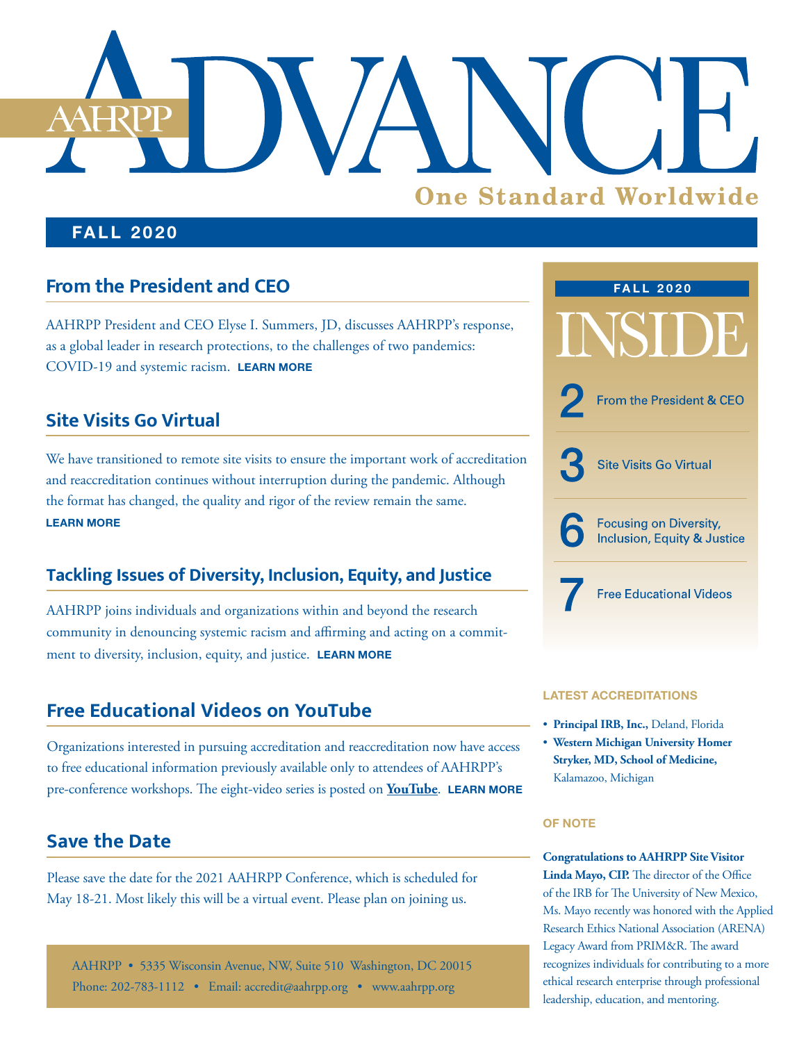# AAHRPP ADVANCE

**One Standard Worldwide**

**FALL 2020**

## From the President and CEO

AAHRPP President and CEO Elyse I. Summers, JD, discusses AAHRPP's response, as a global leader in research protections, to the challenges of two pandemics: COVID-19 and systemic racism. **LEARN MORE**

## Site Visits Go Virtual

We have transitioned to remote site visits to ensure the important work of accreditation and reaccreditation continues without interruption during the pandemic. Although the format has changed, the quality and rigor of the review remain the same. **LEARN MORE**

## Tackling Issues of Diversity, Inclusion, Equity, and Justice

AAHRPP joins individuals and organizations within and beyond the research community in denouncing systemic racism and affirming and acting on a commitment to diversity, inclusion, equity, and justice. **LEARN MORE**

## Free Educational Videos on YouTube

Organizations interested in pursuing accreditation and reaccreditation now have access to free educational information previously available only to attendees of AAHRPP's pre-conference workshops. The eight-video series is posted on **YouTube**. **LEARN MORE**

## Save the Date

Please save the date for the 2021 AAHRPP Conference, which is scheduled for May 18-21. Most likely this will be a virtual event. Please plan on joining us.

AAHRPP • 5335 Wisconsin Avenue, NW, Suite 510 Washington, DC 20015
Phone: 202-783-1112 • Email: accredit@aahrpp.org • www.aahrpp.org

---

**FALL 2020**

# INSIDE

- **2** From the President & CEO
- **3** Site Visits Go Virtual
- **6** Focusing on Diversity, Inclusion, Equity & Justice
- **7** Free Educational Videos

### LATEST ACCREDITATIONS

- **Principal IRB, Inc.,** Deland, Florida
- **Western Michigan University Homer Stryker, MD, School of Medicine,** Kalamazoo, Michigan

### OF NOTE

**Congratulations to AAHRPP Site Visitor Linda Mayo, CIP.** The director of the Office of the IRB for The University of New Mexico, Ms. Mayo recently was honored with the Applied Research Ethics National Association (ARENA) Legacy Award from PRIM&R. The award recognizes individuals for contributing to a more ethical research enterprise through professional leadership, education, and mentoring.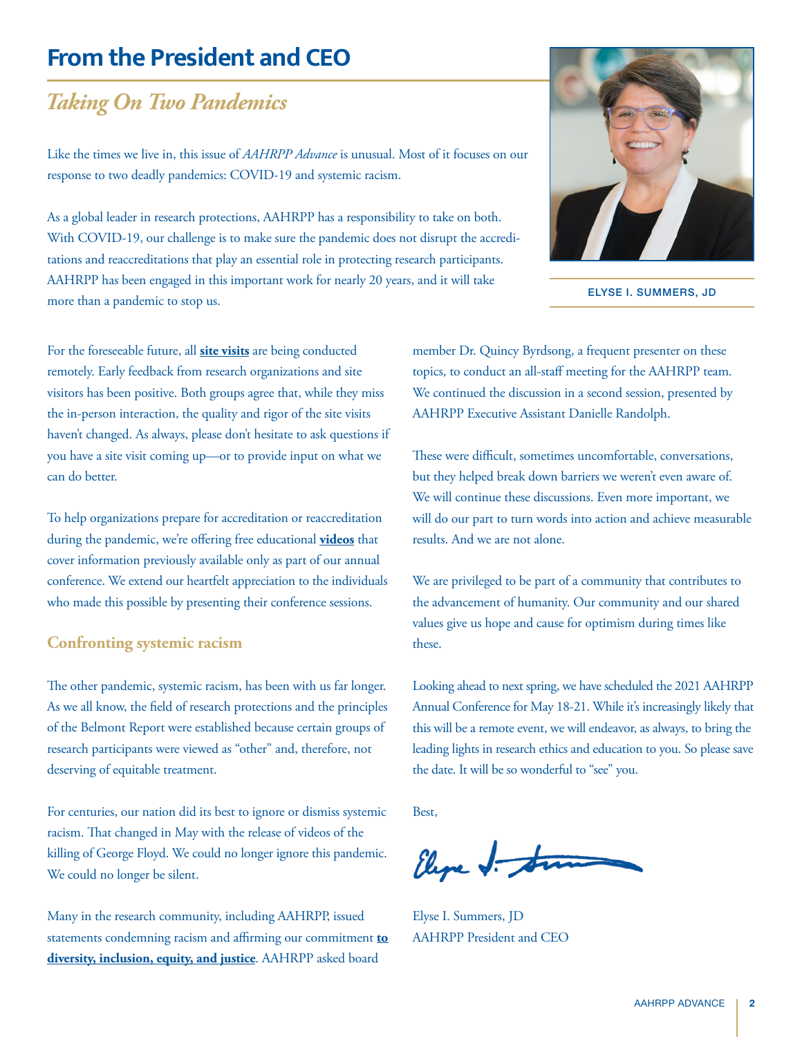# From the President and CEO

## *Taking On Two Pandemics*

Like the times we live in, this issue of *AAHRPP Advance* is unusual. Most of it focuses on our response to two deadly pandemics: COVID-19 and systemic racism.

As a global leader in research protections, AAHRPP has a responsibility to take on both. With COVID-19, our challenge is to make sure the pandemic does not disrupt the accreditations and reaccreditations that play an essential role in protecting research participants. AAHRPP has been engaged in this important work for nearly 20 years, and it will take more than a pandemic to stop us.

ELYSE I. SUMMERS, JD

For the foreseeable future, all **site visits** are being conducted remotely. Early feedback from research organizations and site visitors has been positive. Both groups agree that, while they miss the in-person interaction, the quality and rigor of the site visits haven't changed. As always, please don't hesitate to ask questions if you have a site visit coming up—or to provide input on what we can do better.

To help organizations prepare for accreditation or reaccreditation during the pandemic, we're offering free educational **videos** that cover information previously available only as part of our annual conference. We extend our heartfelt appreciation to the individuals who made this possible by presenting their conference sessions.

### Confronting systemic racism

The other pandemic, systemic racism, has been with us far longer. As we all know, the field of research protections and the principles of the Belmont Report were established because certain groups of research participants were viewed as "other" and, therefore, not deserving of equitable treatment.

For centuries, our nation did its best to ignore or dismiss systemic racism. That changed in May with the release of videos of the killing of George Floyd. We could no longer ignore this pandemic. We could no longer be silent.

Many in the research community, including AAHRPP, issued statements condemning racism and affirming our commitment **to diversity, inclusion, equity, and justice**. AAHRPP asked board member Dr. Quincy Byrdsong, a frequent presenter on these topics, to conduct an all-staff meeting for the AAHRPP team. We continued the discussion in a second session, presented by AAHRPP Executive Assistant Danielle Randolph.

These were difficult, sometimes uncomfortable, conversations, but they helped break down barriers we weren't even aware of. We will continue these discussions. Even more important, we will do our part to turn words into action and achieve measurable results. And we are not alone.

We are privileged to be part of a community that contributes to the advancement of humanity. Our community and our shared values give us hope and cause for optimism during times like these.

Looking ahead to next spring, we have scheduled the 2021 AAHRPP Annual Conference for May 18-21. While it's increasingly likely that this will be a remote event, we will endeavor, as always, to bring the leading lights in research ethics and education to you. So please save the date. It will be so wonderful to "see" you.

Best,

Elyse I. Summers, JD
AAHRPP President and CEO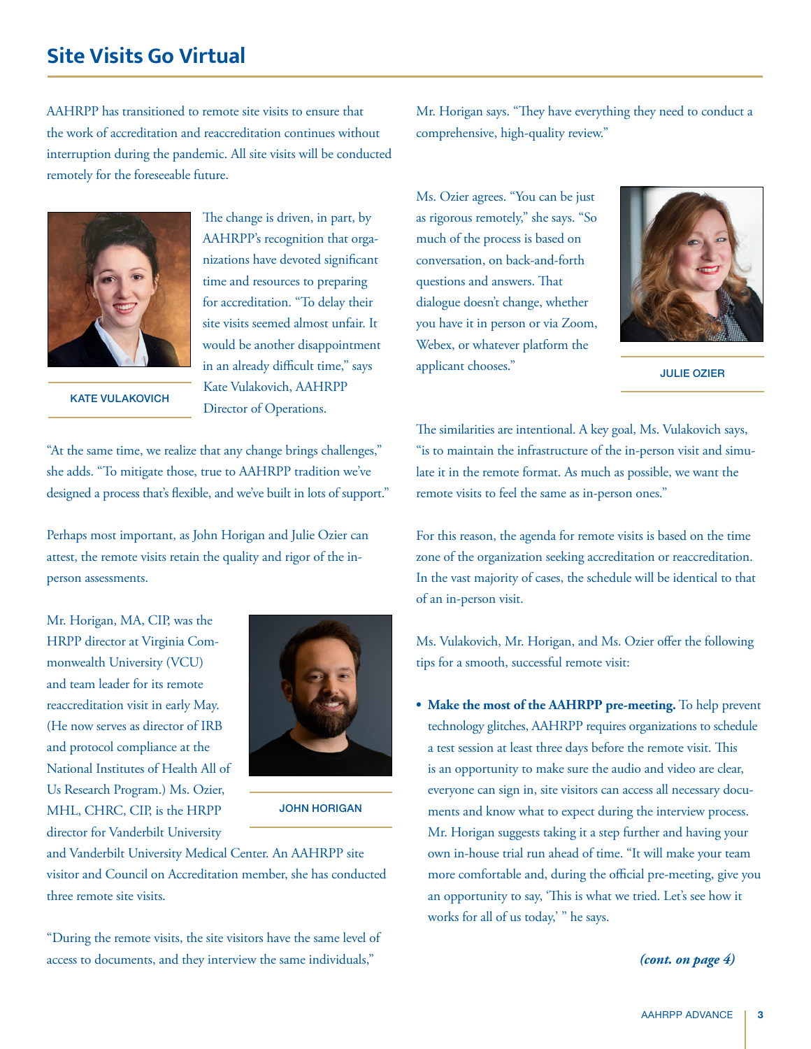# Site Visits Go Virtual

AAHRPP has transitioned to remote site visits to ensure that the work of accreditation and reaccreditation continues without interruption during the pandemic. All site visits will be conducted remotely for the foreseeable future.

KATE VULAKOVICH

The change is driven, in part, by AAHRPP's recognition that organizations have devoted significant time and resources to preparing for accreditation. "To delay their site visits seemed almost unfair. It would be another disappointment in an already difficult time," says Kate Vulakovich, AAHRPP Director of Operations.

"At the same time, we realize that any change brings challenges," she adds. "To mitigate those, true to AAHRPP tradition we've designed a process that's flexible, and we've built in lots of support."

Perhaps most important, as John Horigan and Julie Ozier can attest, the remote visits retain the quality and rigor of the in-person assessments.

JOHN HORIGAN

Mr. Horigan, MA, CIP, was the HRPP director at Virginia Commonwealth University (VCU) and team leader for its remote reaccreditation visit in early May. (He now serves as director of IRB and protocol compliance at the National Institutes of Health All of Us Research Program.) Ms. Ozier, MHL, CHRC, CIP, is the HRPP director for Vanderbilt University and Vanderbilt University Medical Center. An AAHRPP site visitor and Council on Accreditation member, she has conducted three remote site visits.

"During the remote visits, the site visitors have the same level of access to documents, and they interview the same individuals," Mr. Horigan says. "They have everything they need to conduct a comprehensive, high-quality review."

JULIE OZIER

Ms. Ozier agrees. "You can be just as rigorous remotely," she says. "So much of the process is based on conversation, on back-and-forth questions and answers. That dialogue doesn't change, whether you have it in person or via Zoom, Webex, or whatever platform the applicant chooses."

The similarities are intentional. A key goal, Ms. Vulakovich says, "is to maintain the infrastructure of the in-person visit and simulate it in the remote format. As much as possible, we want the remote visits to feel the same as in-person ones."

For this reason, the agenda for remote visits is based on the time zone of the organization seeking accreditation or reaccreditation. In the vast majority of cases, the schedule will be identical to that of an in-person visit.

Ms. Vulakovich, Mr. Horigan, and Ms. Ozier offer the following tips for a smooth, successful remote visit:

- **Make the most of the AAHRPP pre-meeting.** To help prevent technology glitches, AAHRPP requires organizations to schedule a test session at least three days before the remote visit. This is an opportunity to make sure the audio and video are clear, everyone can sign in, site visitors can access all necessary documents and know what to expect during the interview process. Mr. Horigan suggests taking it a step further and having your own in-house trial run ahead of time. "It will make your team more comfortable and, during the official pre-meeting, give you an opportunity to say, 'This is what we tried. Let's see how it works for all of us today,' " he says.

***(cont. on page 4)***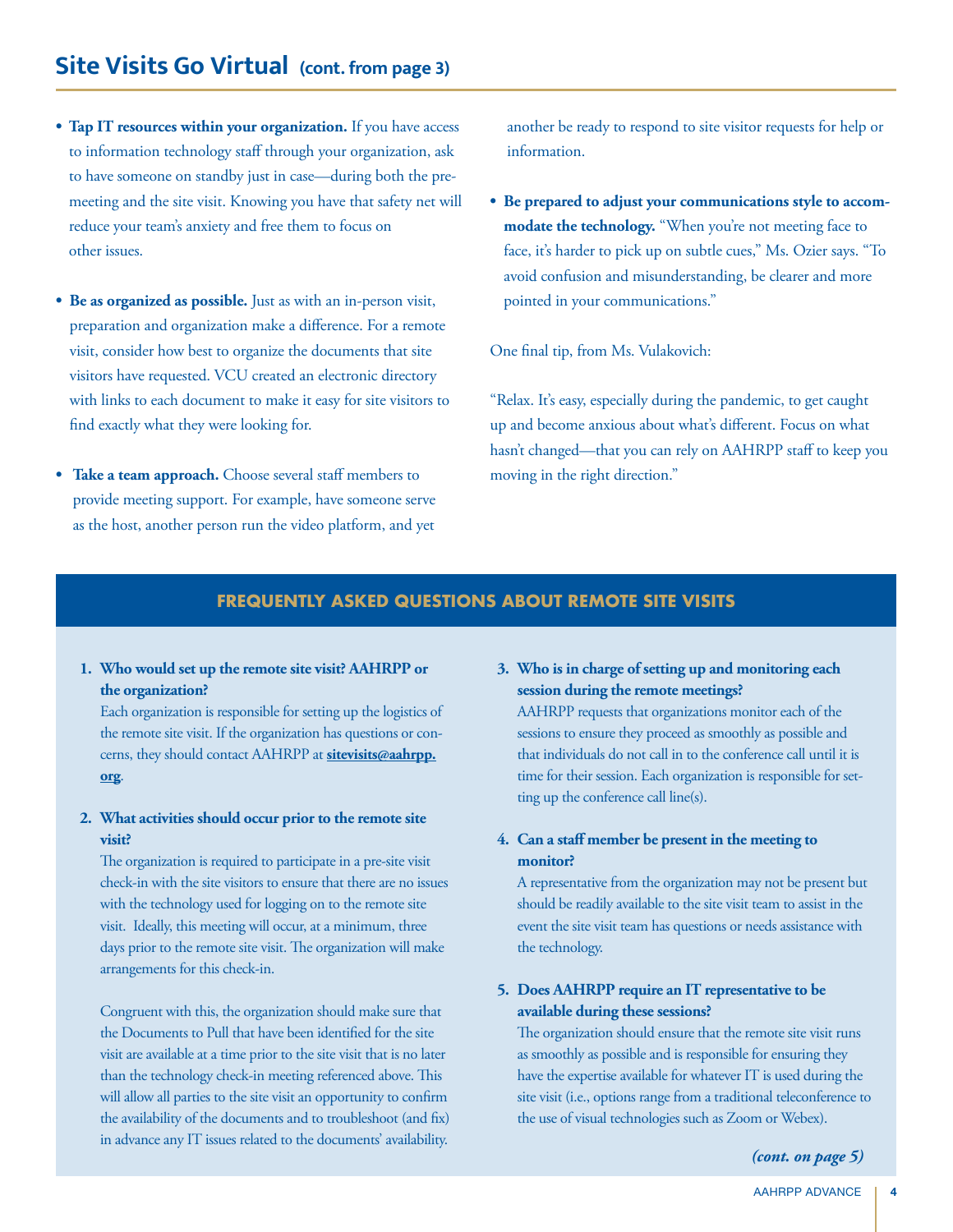## Site Visits Go Virtual (cont. from page 3)

- **Tap IT resources within your organization.** If you have access to information technology staff through your organization, ask to have someone on standby just in case—during both the pre-meeting and the site visit. Knowing you have that safety net will reduce your team's anxiety and free them to focus on other issues.

- **Be as organized as possible.** Just as with an in-person visit, preparation and organization make a difference. For a remote visit, consider how best to organize the documents that site visitors have requested. VCU created an electronic directory with links to each document to make it easy for site visitors to find exactly what they were looking for.

- **Take a team approach.** Choose several staff members to provide meeting support. For example, have someone serve as the host, another person run the video platform, and yet another be ready to respond to site visitor requests for help or information.

- **Be prepared to adjust your communications style to accommodate the technology.** "When you're not meeting face to face, it's harder to pick up on subtle cues," Ms. Ozier says. "To avoid confusion and misunderstanding, be clearer and more pointed in your communications."

One final tip, from Ms. Vulakovich:

"Relax. It's easy, especially during the pandemic, to get caught up and become anxious about what's different. Focus on what hasn't changed—that you can rely on AAHRPP staff to keep you moving in the right direction."

### FREQUENTLY ASKED QUESTIONS ABOUT REMOTE SITE VISITS

1. **Who would set up the remote site visit? AAHRPP or the organization?**
   Each organization is responsible for setting up the logistics of the remote site visit. If the organization has questions or concerns, they should contact AAHRPP at **sitevisits@aahrpp.org**.

2. **What activities should occur prior to the remote site visit?**
   The organization is required to participate in a pre-site visit check-in with the site visitors to ensure that there are no issues with the technology used for logging on to the remote site visit. Ideally, this meeting will occur, at a minimum, three days prior to the remote site visit. The organization will make arrangements for this check-in.

   Congruent with this, the organization should make sure that the Documents to Pull that have been identified for the site visit are available at a time prior to the site visit that is no later than the technology check-in meeting referenced above. This will allow all parties to the site visit an opportunity to confirm the availability of the documents and to troubleshoot (and fix) in advance any IT issues related to the documents' availability.

3. **Who is in charge of setting up and monitoring each session during the remote meetings?**
   AAHRPP requests that organizations monitor each of the sessions to ensure they proceed as smoothly as possible and that individuals do not call in to the conference call until it is time for their session. Each organization is responsible for setting up the conference call line(s).

4. **Can a staff member be present in the meeting to monitor?**
   A representative from the organization may not be present but should be readily available to the site visit team to assist in the event the site visit team has questions or needs assistance with the technology.

5. **Does AAHRPP require an IT representative to be available during these sessions?**
   The organization should ensure that the remote site visit runs as smoothly as possible and is responsible for ensuring they have the expertise available for whatever IT is used during the site visit (i.e., options range from a traditional teleconference to the use of visual technologies such as Zoom or Webex).

*(cont. on page 5)*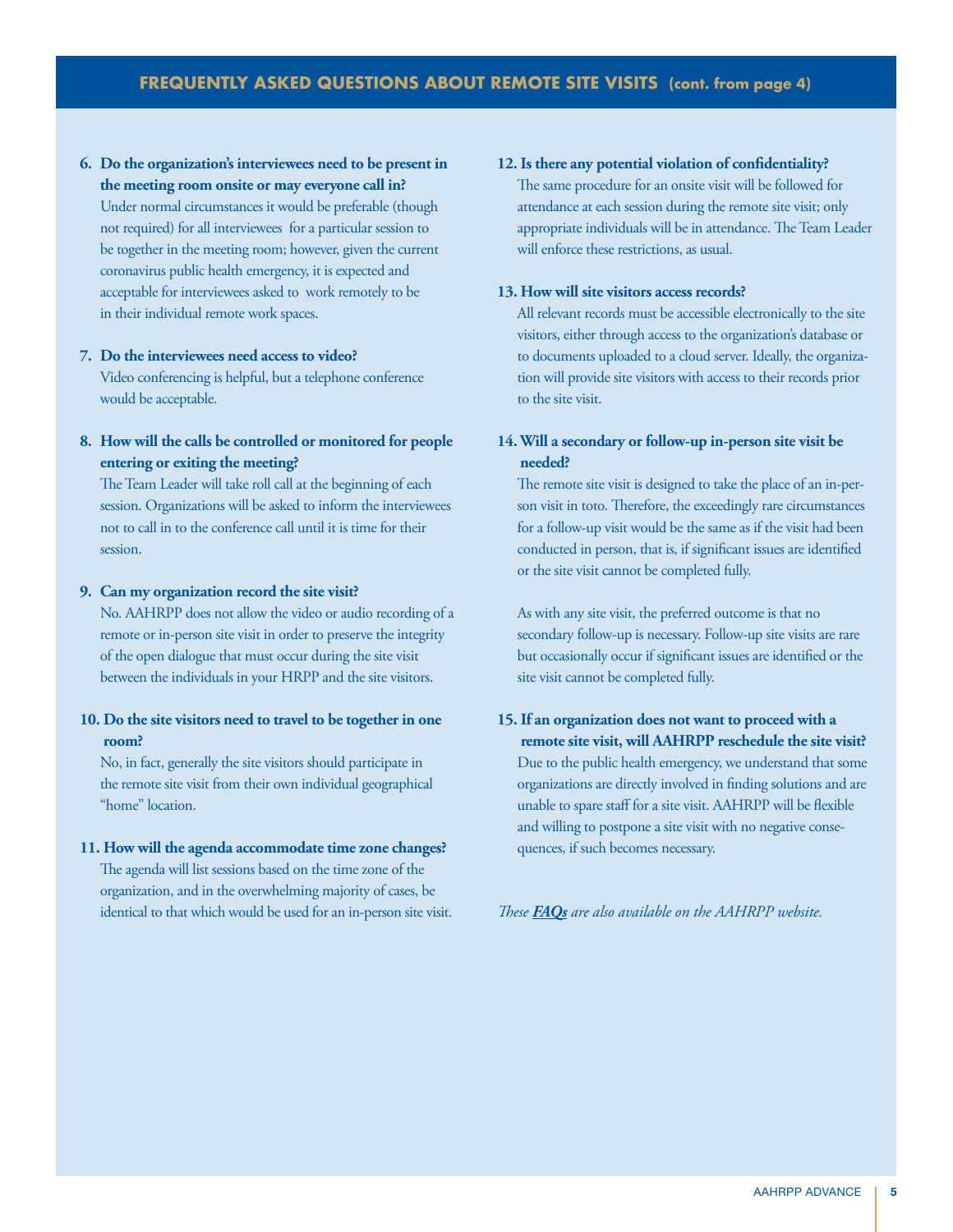## FREQUENTLY ASKED QUESTIONS ABOUT REMOTE SITE VISITS (cont. from page 4)

**6. Do the organization's interviewees need to be present in the meeting room onsite or may everyone call in?**

Under normal circumstances it would be preferable (though not required) for all interviewees for a particular session to be together in the meeting room; however, given the current coronavirus public health emergency, it is expected and acceptable for interviewees asked to work remotely to be in their individual remote work spaces.

**7. Do the interviewees need access to video?**

Video conferencing is helpful, but a telephone conference would be acceptable.

**8. How will the calls be controlled or monitored for people entering or exiting the meeting?**

The Team Leader will take roll call at the beginning of each session. Organizations will be asked to inform the interviewees not to call in to the conference call until it is time for their session.

**9. Can my organization record the site visit?**

No. AAHRPP does not allow the video or audio recording of a remote or in-person site visit in order to preserve the integrity of the open dialogue that must occur during the site visit between the individuals in your HRPP and the site visitors.

**10. Do the site visitors need to travel to be together in one room?**

No, in fact, generally the site visitors should participate in the remote site visit from their own individual geographical "home" location.

**11. How will the agenda accommodate time zone changes?**

The agenda will list sessions based on the time zone of the organization, and in the overwhelming majority of cases, be identical to that which would be used for an in-person site visit.

**12. Is there any potential violation of confidentiality?**

The same procedure for an onsite visit will be followed for attendance at each session during the remote site visit; only appropriate individuals will be in attendance. The Team Leader will enforce these restrictions, as usual.

**13. How will site visitors access records?**

All relevant records must be accessible electronically to the site visitors, either through access to the organization's database or to documents uploaded to a cloud server. Ideally, the organization will provide site visitors with access to their records prior to the site visit.

**14. Will a secondary or follow-up in-person site visit be needed?**

The remote site visit is designed to take the place of an in-person visit in toto. Therefore, the exceedingly rare circumstances for a follow-up visit would be the same as if the visit had been conducted in person, that is, if significant issues are identified or the site visit cannot be completed fully.

As with any site visit, the preferred outcome is that no secondary follow-up is necessary. Follow-up site visits are rare but occasionally occur if significant issues are identified or the site visit cannot be completed fully.

**15. If an organization does not want to proceed with a remote site visit, will AAHRPP reschedule the site visit?**

Due to the public health emergency, we understand that some organizations are directly involved in finding solutions and are unable to spare staff for a site visit. AAHRPP will be flexible and willing to postpone a site visit with no negative consequences, if such becomes necessary.

*These **FAQs** are also available on the AAHRPP website.*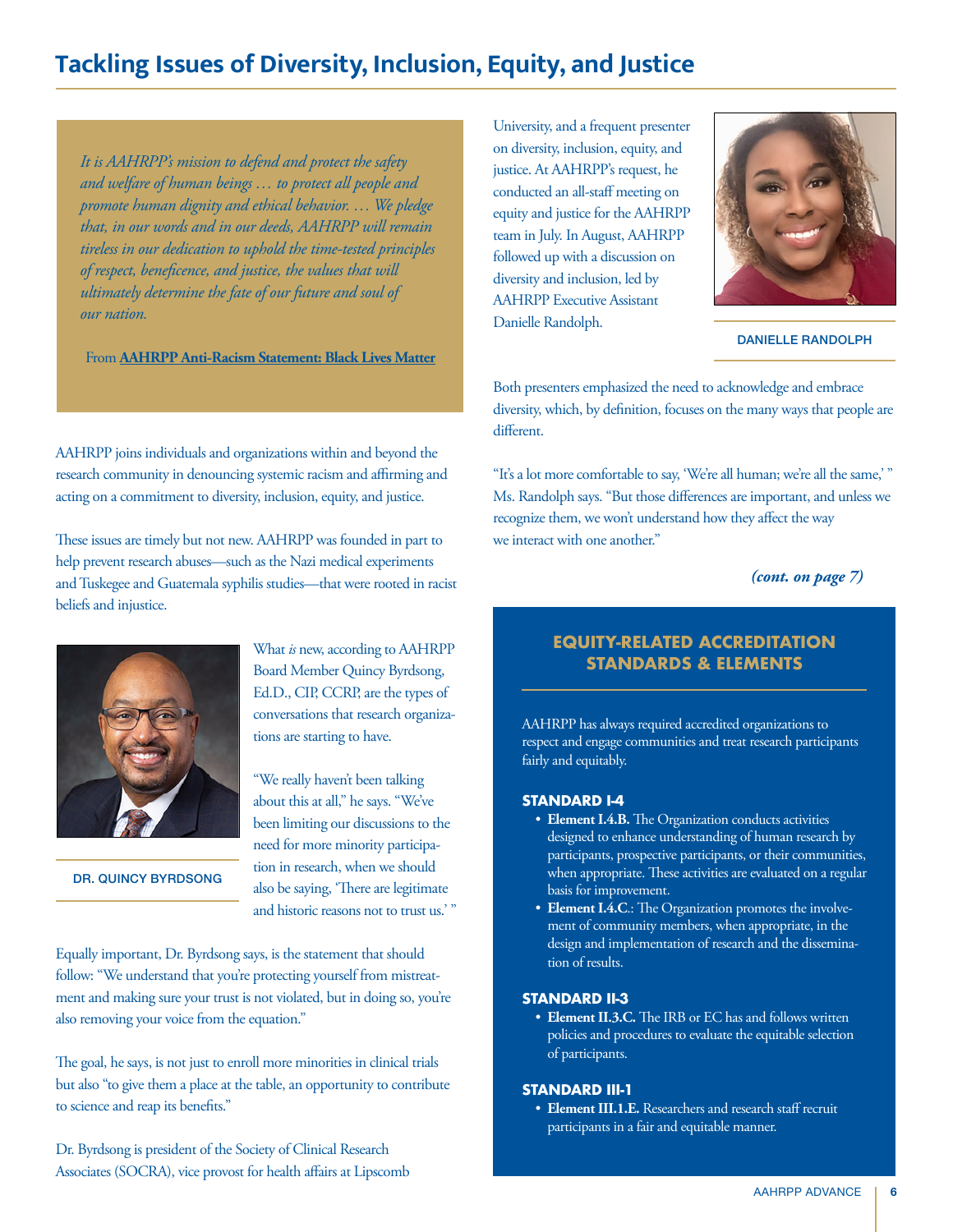# Tackling Issues of Diversity, Inclusion, Equity, and Justice

> *It is AAHRPP's mission to defend and protect the safety and welfare of human beings … to protect all people and promote human dignity and ethical behavior. … We pledge that, in our words and in our deeds, AAHRPP will remain tireless in our dedication to uphold the time-tested principles of respect, beneficence, and justice, the values that will ultimately determine the fate of our future and soul of our nation.*
>
> From **AAHRPP Anti-Racism Statement: Black Lives Matter**

AAHRPP joins individuals and organizations within and beyond the research community in denouncing systemic racism and affirming and acting on a commitment to diversity, inclusion, equity, and justice.

These issues are timely but not new. AAHRPP was founded in part to help prevent research abuses—such as the Nazi medical experiments and Tuskegee and Guatemala syphilis studies—that were rooted in racist beliefs and injustice.

DR. QUINCY BYRDSONG

What *is* new, according to AAHRPP Board Member Quincy Byrdsong, Ed.D., CIP, CCRP, are the types of conversations that research organizations are starting to have.

"We really haven't been talking about this at all," he says. "We've been limiting our discussions to the need for more minority participation in research, when we should also be saying, 'There are legitimate and historic reasons not to trust us.' "

Equally important, Dr. Byrdsong says, is the statement that should follow: "We understand that you're protecting yourself from mistreatment and making sure your trust is not violated, but in doing so, you're also removing your voice from the equation."

The goal, he says, is not just to enroll more minorities in clinical trials but also "to give them a place at the table, an opportunity to contribute to science and reap its benefits."

Dr. Byrdsong is president of the Society of Clinical Research Associates (SOCRA), vice provost for health affairs at Lipscomb University, and a frequent presenter on diversity, inclusion, equity, and justice. At AAHRPP's request, he conducted an all-staff meeting on equity and justice for the AAHRPP team in July. In August, AAHRPP followed up with a discussion on diversity and inclusion, led by AAHRPP Executive Assistant Danielle Randolph.

DANIELLE RANDOLPH

Both presenters emphasized the need to acknowledge and embrace diversity, which, by definition, focuses on the many ways that people are different.

"It's a lot more comfortable to say, 'We're all human; we're all the same,' " Ms. Randolph says. "But those differences are important, and unless we recognize them, we won't understand how they affect the way we interact with one another."

***(cont. on page 7)***

## EQUITY-RELATED ACCREDITATION STANDARDS & ELEMENTS

AAHRPP has always required accredited organizations to respect and engage communities and treat research participants fairly and equitably.

### STANDARD I-4

- **Element I.4.B.** The Organization conducts activities designed to enhance understanding of human research by participants, prospective participants, or their communities, when appropriate. These activities are evaluated on a regular basis for improvement.
- **Element I.4.C.**: The Organization promotes the involvement of community members, when appropriate, in the design and implementation of research and the dissemination of results.

### STANDARD II-3

- **Element II.3.C.** The IRB or EC has and follows written policies and procedures to evaluate the equitable selection of participants.

### STANDARD III-1

- **Element III.1.E.** Researchers and research staff recruit participants in a fair and equitable manner.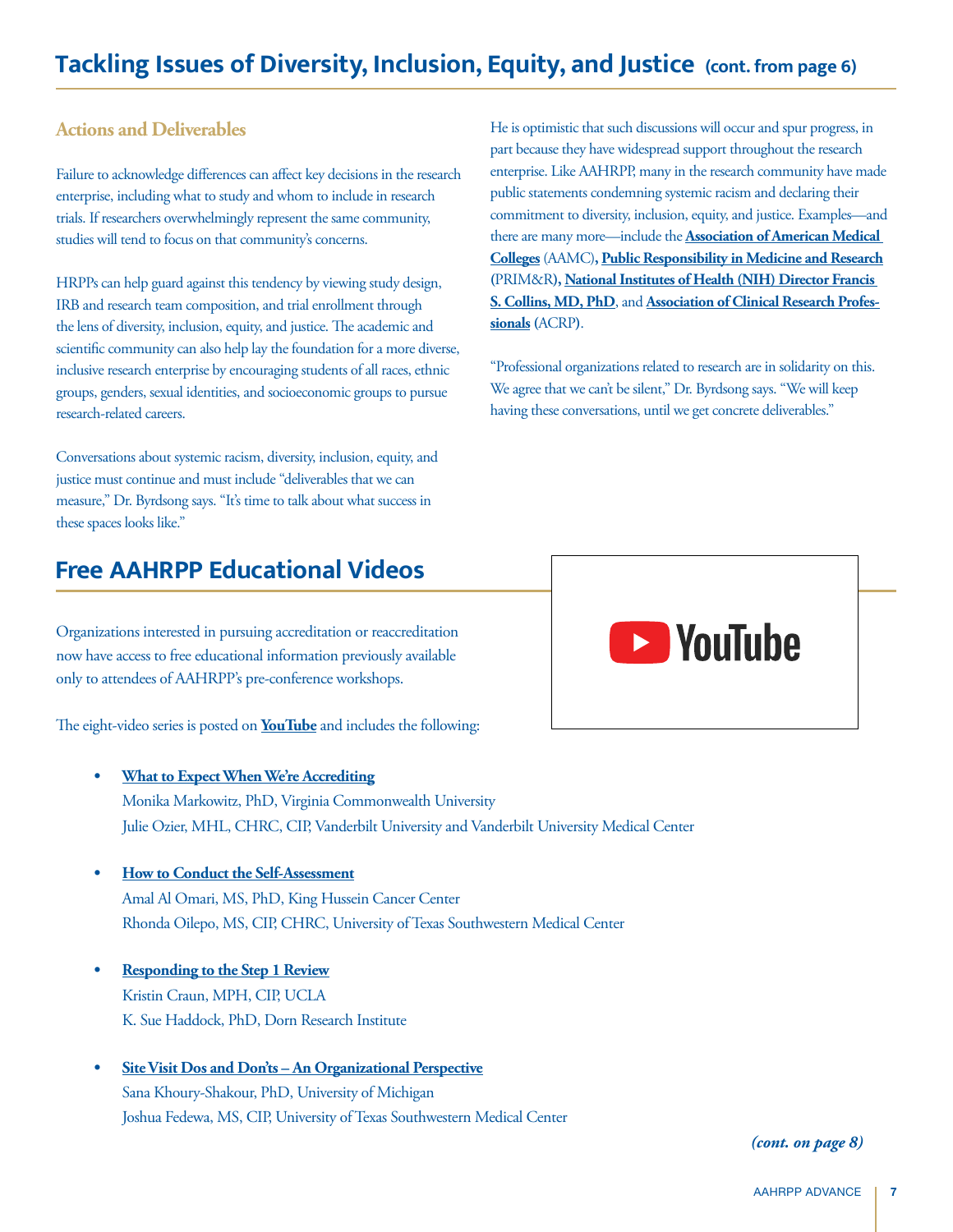## Tackling Issues of Diversity, Inclusion, Equity, and Justice (cont. from page 6)

### Actions and Deliverables

Failure to acknowledge differences can affect key decisions in the research enterprise, including what to study and whom to include in research trials. If researchers overwhelmingly represent the same community, studies will tend to focus on that community's concerns.

HRPPs can help guard against this tendency by viewing study design, IRB and research team composition, and trial enrollment through the lens of diversity, inclusion, equity, and justice. The academic and scientific community can also help lay the foundation for a more diverse, inclusive research enterprise by encouraging students of all races, ethnic groups, genders, sexual identities, and socioeconomic groups to pursue research-related careers.

Conversations about systemic racism, diversity, inclusion, equity, and justice must continue and must include "deliverables that we can measure," Dr. Byrdsong says. "It's time to talk about what success in these spaces looks like."

He is optimistic that such discussions will occur and spur progress, in part because they have widespread support throughout the research enterprise. Like AAHRPP, many in the research community have made public statements condemning systemic racism and declaring their commitment to diversity, inclusion, equity, and justice. Examples—and there are many more—include the **Association of American Medical Colleges** (AAMC), **Public Responsibility in Medicine and Research** (PRIM&R), **National Institutes of Health (NIH) Director Francis S. Collins, MD, PhD**, and **Association of Clinical Research Professionals** (ACRP).

"Professional organizations related to research are in solidarity on this. We agree that we can't be silent," Dr. Byrdsong says. "We will keep having these conversations, until we get concrete deliverables."

## Free AAHRPP Educational Videos

Organizations interested in pursuing accreditation or reaccreditation now have access to free educational information previously available only to attendees of AAHRPP's pre-conference workshops.

The eight-video series is posted on **YouTube** and includes the following:

- **What to Expect When We're Accrediting**
  Monika Markowitz, PhD, Virginia Commonwealth University
  Julie Ozier, MHL, CHRC, CIP, Vanderbilt University and Vanderbilt University Medical Center

- **How to Conduct the Self-Assessment**
  Amal Al Omari, MS, PhD, King Hussein Cancer Center
  Rhonda Oilepo, MS, CIP, CHRC, University of Texas Southwestern Medical Center

- **Responding to the Step 1 Review**
  Kristin Craun, MPH, CIP, UCLA
  K. Sue Haddock, PhD, Dorn Research Institute

- **Site Visit Dos and Don'ts – An Organizational Perspective**
  Sana Khoury-Shakour, PhD, University of Michigan
  Joshua Fedewa, MS, CIP, University of Texas Southwestern Medical Center

*(cont. on page 8)*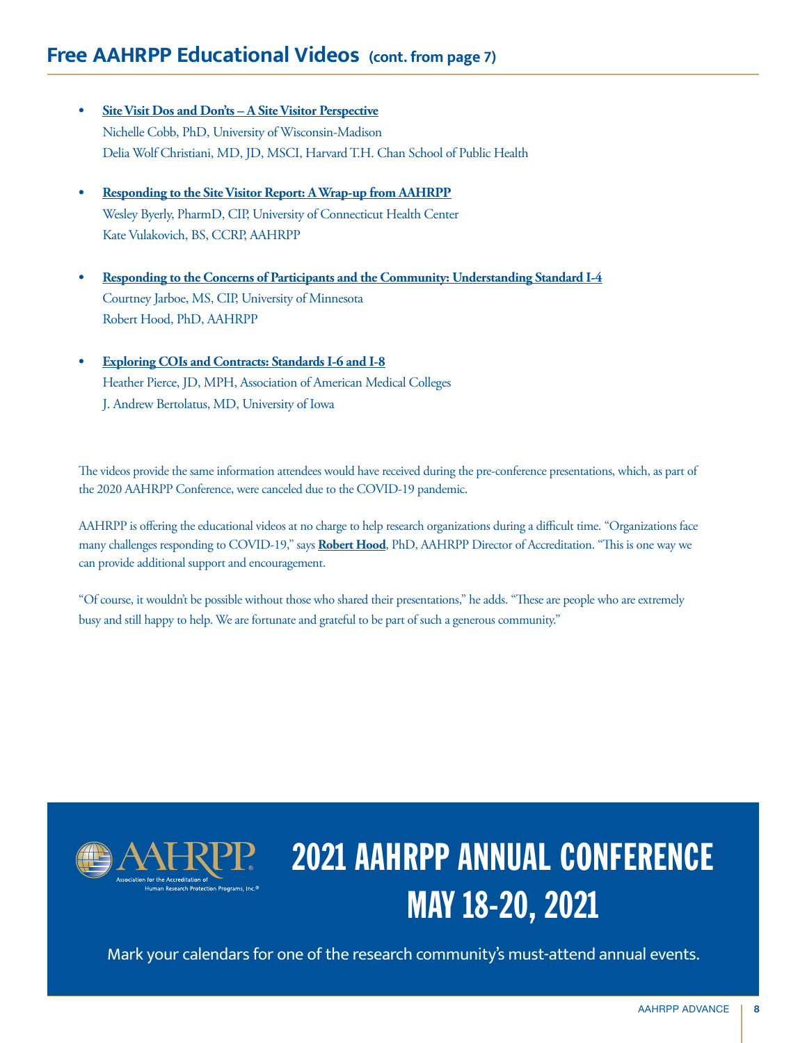## Free AAHRPP Educational Videos (cont. from page 7)

- **Site Visit Dos and Don'ts – A Site Visitor Perspective**
  Nichelle Cobb, PhD, University of Wisconsin-Madison
  Delia Wolf Christiani, MD, JD, MSCI, Harvard T.H. Chan School of Public Health

- **Responding to the Site Visitor Report: A Wrap-up from AAHRPP**
  Wesley Byerly, PharmD, CIP, University of Connecticut Health Center
  Kate Vulakovich, BS, CCRP, AAHRPP

- **Responding to the Concerns of Participants and the Community: Understanding Standard I-4**
  Courtney Jarboe, MS, CIP, University of Minnesota
  Robert Hood, PhD, AAHRPP

- **Exploring COIs and Contracts: Standards I-6 and I-8**
  Heather Pierce, JD, MPH, Association of American Medical Colleges
  J. Andrew Bertolatus, MD, University of Iowa

The videos provide the same information attendees would have received during the pre-conference presentations, which, as part of the 2020 AAHRPP Conference, were canceled due to the COVID-19 pandemic.

AAHRPP is offering the educational videos at no charge to help research organizations during a difficult time. "Organizations face many challenges responding to COVID-19," says **Robert Hood**, PhD, AAHRPP Director of Accreditation. "This is one way we can provide additional support and encouragement.

"Of course, it wouldn't be possible without those who shared their presentations," he adds. "These are people who are extremely busy and still happy to help. We are fortunate and grateful to be part of such a generous community."

AAHRPP Association for the Accreditation of Human Research Protection Programs, Inc.®

# 2021 AAHRPP ANNUAL CONFERENCE MAY 18-20, 2021

Mark your calendars for one of the research community's must-attend annual events.